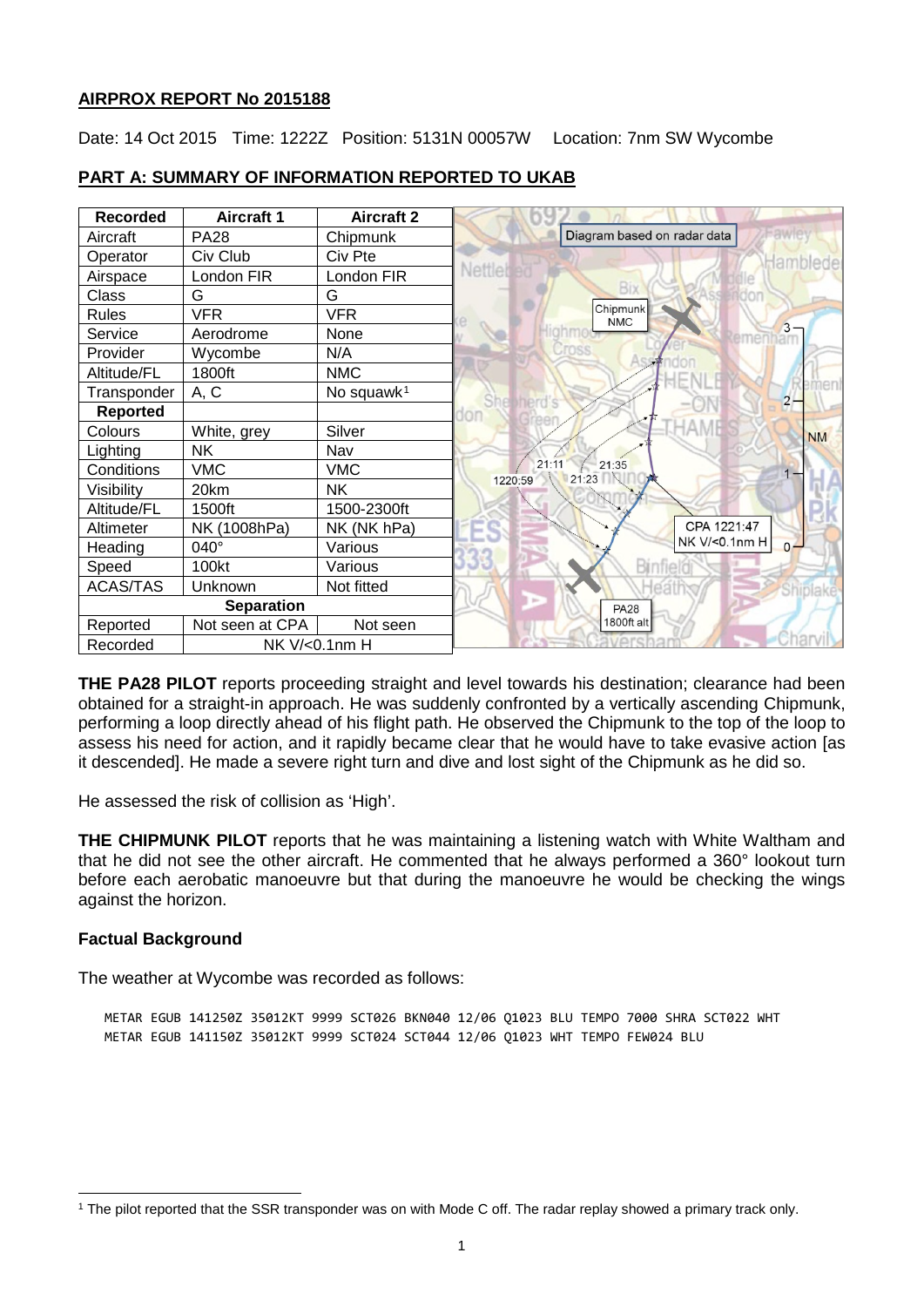# AIRPROX REPORT No 2015188

Date: 14 Oct 2015 Time: 1222Z Position: 5131N 00057W Location: 7nm SW Wycombe

## PART A: SUMMARY OF INFORMATION REPORTED TO UKAB

| Recorded | Aircraft 1 | Aircraft 2 |
|---|---|---|
| Aircraft | PA28 | Chipmunk |
| Operator | Civ Club | Civ Pte |
| Airspace | London FIR | London FIR |
| Class | G | G |
| Rules | VFR | VFR |
| Service | Aerodrome | None |
| Provider | Wycombe | N/A |
| Altitude/FL | 1800ft | NMC |
| Transponder | A, C | No squawk[1] |
| **Reported** | | |
| Colours | White, grey | Silver |
| Lighting | NK | Nav |
| Conditions | VMC | VMC |
| Visibility | 20km | NK |
| Altitude/FL | 1500ft | 1500-2300ft |
| Altimeter | NK (1008hPa) | NK (NK hPa) |
| Heading | 040° | Various |
| Speed | 100kt | Various |
| ACAS/TAS | Unknown | Not fitted |
| **Separation** | | |
| Reported | Not seen at CPA | Not seen |
| Recorded | NK V/<0.1nm H | |

Diagram based on radar data

**THE PA28 PILOT** reports proceeding straight and level towards his destination; clearance had been obtained for a straight-in approach. He was suddenly confronted by a vertically ascending Chipmunk, performing a loop directly ahead of his flight path. He observed the Chipmunk to the top of the loop to assess his need for action, and it rapidly became clear that he would have to take evasive action [as it descended]. He made a severe right turn and dive and lost sight of the Chipmunk as he did so.

He assessed the risk of collision as 'High'.

**THE CHIPMUNK PILOT** reports that he was maintaining a listening watch with White Waltham and that he did not see the other aircraft. He commented that he always performed a 360° lookout turn before each aerobatic manoeuvre but that during the manoeuvre he would be checking the wings against the horizon.

### Factual Background

The weather at Wycombe was recorded as follows:

```
METAR EGUB 141250Z 35012KT 9999 SCT026 BKN040 12/06 Q1023 BLU TEMPO 7000 SHRA SCT022 WHT
METAR EGUB 141150Z 35012KT 9999 SCT024 SCT044 12/06 Q1023 WHT TEMPO FEW024 BLU
```

[1] The pilot reported that the SSR transponder was on with Mode C off. The radar replay showed a primary track only.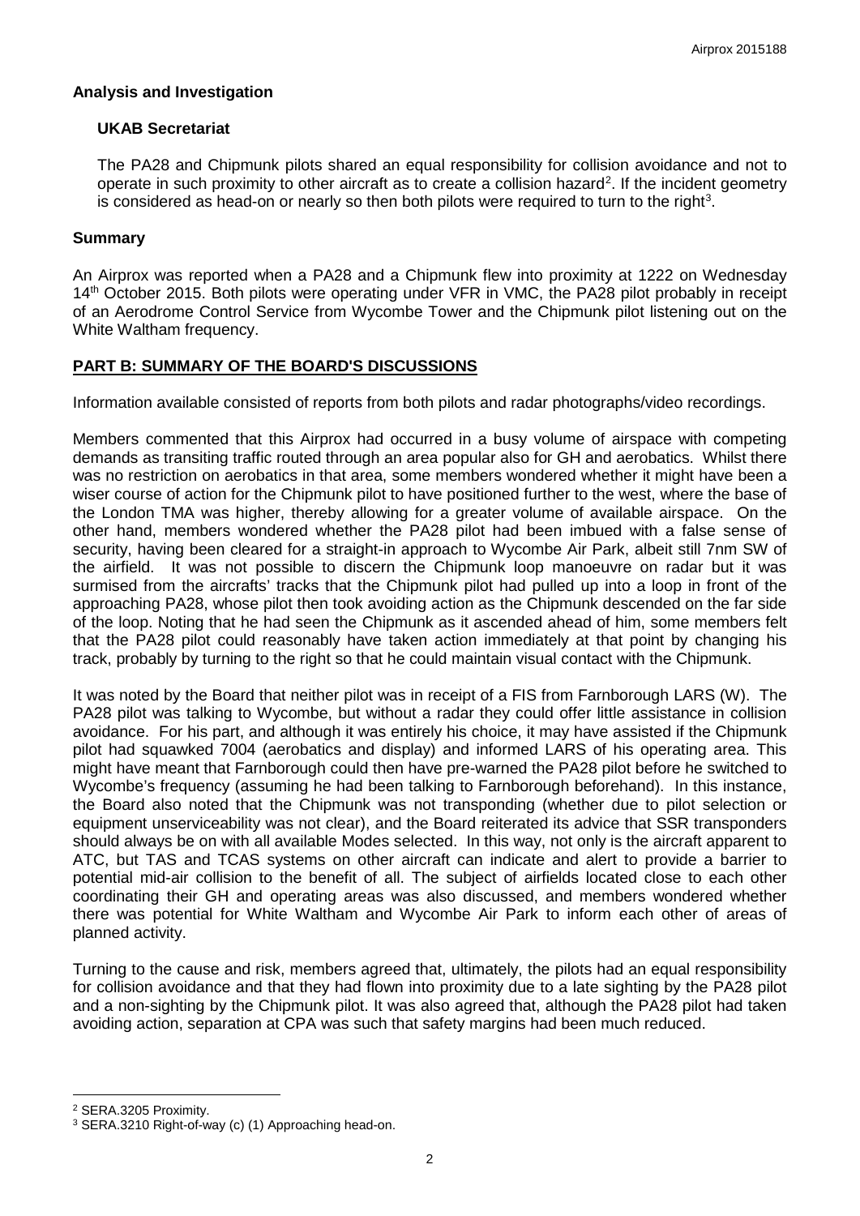## Analysis and Investigation

### UKAB Secretariat

The PA28 and Chipmunk pilots shared an equal responsibility for collision avoidance and not to operate in such proximity to other aircraft as to create a collision hazard[2]. If the incident geometry is considered as head-on or nearly so then both pilots were required to turn to the right[3].

## Summary

An Airprox was reported when a PA28 and a Chipmunk flew into proximity at 1222 on Wednesday 14th October 2015. Both pilots were operating under VFR in VMC, the PA28 pilot probably in receipt of an Aerodrome Control Service from Wycombe Tower and the Chipmunk pilot listening out on the White Waltham frequency.

## PART B: SUMMARY OF THE BOARD'S DISCUSSIONS

Information available consisted of reports from both pilots and radar photographs/video recordings.

Members commented that this Airprox had occurred in a busy volume of airspace with competing demands as transiting traffic routed through an area popular also for GH and aerobatics. Whilst there was no restriction on aerobatics in that area, some members wondered whether it might have been a wiser course of action for the Chipmunk pilot to have positioned further to the west, where the base of the London TMA was higher, thereby allowing for a greater volume of available airspace. On the other hand, members wondered whether the PA28 pilot had been imbued with a false sense of security, having been cleared for a straight-in approach to Wycombe Air Park, albeit still 7nm SW of the airfield. It was not possible to discern the Chipmunk loop manoeuvre on radar but it was surmised from the aircrafts' tracks that the Chipmunk pilot had pulled up into a loop in front of the approaching PA28, whose pilot then took avoiding action as the Chipmunk descended on the far side of the loop. Noting that he had seen the Chipmunk as it ascended ahead of him, some members felt that the PA28 pilot could reasonably have taken action immediately at that point by changing his track, probably by turning to the right so that he could maintain visual contact with the Chipmunk.

It was noted by the Board that neither pilot was in receipt of a FIS from Farnborough LARS (W). The PA28 pilot was talking to Wycombe, but without a radar they could offer little assistance in collision avoidance. For his part, and although it was entirely his choice, it may have assisted if the Chipmunk pilot had squawked 7004 (aerobatics and display) and informed LARS of his operating area. This might have meant that Farnborough could then have pre-warned the PA28 pilot before he switched to Wycombe's frequency (assuming he had been talking to Farnborough beforehand). In this instance, the Board also noted that the Chipmunk was not transponding (whether due to pilot selection or equipment unserviceability was not clear), and the Board reiterated its advice that SSR transponders should always be on with all available Modes selected. In this way, not only is the aircraft apparent to ATC, but TAS and TCAS systems on other aircraft can indicate and alert to provide a barrier to potential mid-air collision to the benefit of all. The subject of airfields located close to each other coordinating their GH and operating areas was also discussed, and members wondered whether there was potential for White Waltham and Wycombe Air Park to inform each other of areas of planned activity.

Turning to the cause and risk, members agreed that, ultimately, the pilots had an equal responsibility for collision avoidance and that they had flown into proximity due to a late sighting by the PA28 pilot and a non-sighting by the Chipmunk pilot. It was also agreed that, although the PA28 pilot had taken avoiding action, separation at CPA was such that safety margins had been much reduced.

---

[2] SERA.3205 Proximity.

[3] SERA.3210 Right-of-way (c) (1) Approaching head-on.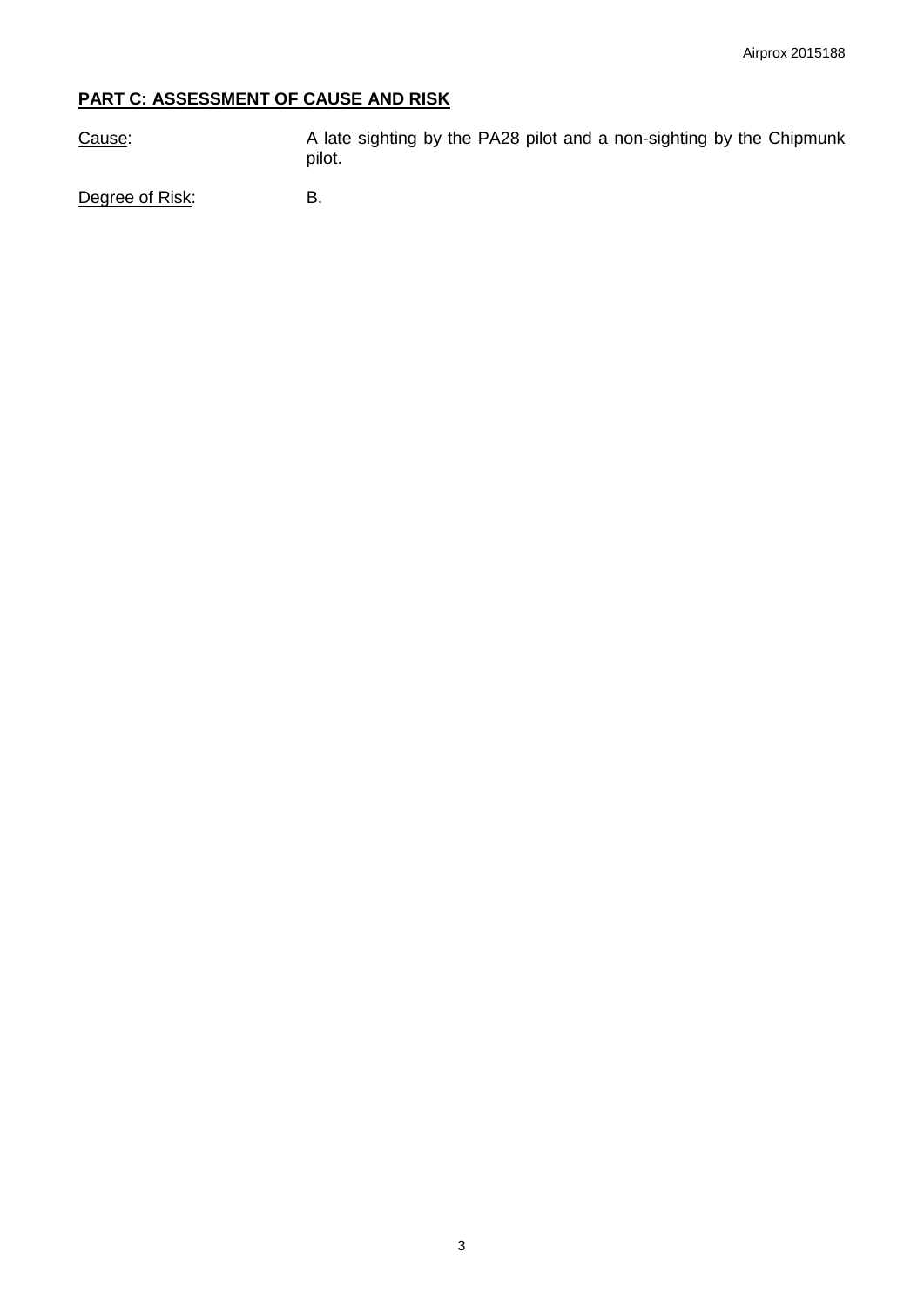**PART C: ASSESSMENT OF CAUSE AND RISK**

Cause: A late sighting by the PA28 pilot and a non-sighting by the Chipmunk pilot.

Degree of Risk: B.